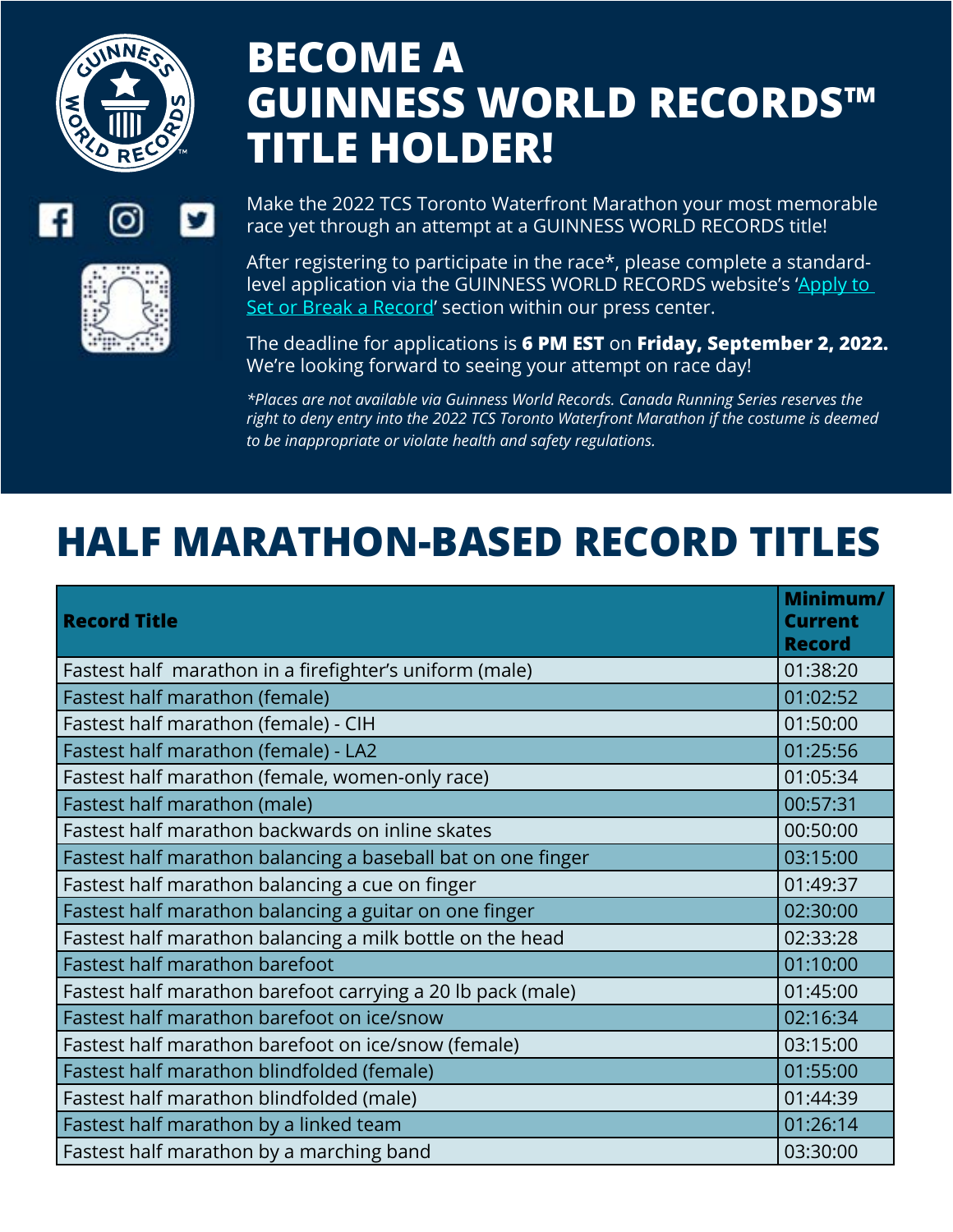# BECOME A GUINNESS WORLD RECORDS™ TITLE HOLDER!

Make the 2022 TCS Toronto Waterfront Marathon your most memorable race yet through an attempt at a GUINNESS WORLD RECORDS title!

After registering to participate in the race*, please complete a standard-level application via the GUINNESS WORLD RECORDS website's 'Apply to Set or Break a Record' section within our press center.

The deadline for applications is **6 PM EST** on **Friday, September 2, 2022.** We're looking forward to seeing your attempt on race day!

*\*Places are not available via Guinness World Records. Canada Running Series reserves the right to deny entry into the 2022 TCS Toronto Waterfront Marathon if the costume is deemed to be inappropriate or violate health and safety regulations.*

## HALF MARATHON-BASED RECORD TITLES

| Record Title | Minimum/ Current Record |
|---|---|
| Fastest half  marathon in a firefighter's uniform (male) | 01:38:20 |
| Fastest half marathon (female) | 01:02:52 |
| Fastest half marathon (female) - CIH | 01:50:00 |
| Fastest half marathon (female) - LA2 | 01:25:56 |
| Fastest half marathon (female, women-only race) | 01:05:34 |
| Fastest half marathon (male) | 00:57:31 |
| Fastest half marathon backwards on inline skates | 00:50:00 |
| Fastest half marathon balancing a baseball bat on one finger | 03:15:00 |
| Fastest half marathon balancing a cue on finger | 01:49:37 |
| Fastest half marathon balancing a guitar on one finger | 02:30:00 |
| Fastest half marathon balancing a milk bottle on the head | 02:33:28 |
| Fastest half marathon barefoot | 01:10:00 |
| Fastest half marathon barefoot carrying a 20 lb pack (male) | 01:45:00 |
| Fastest half marathon barefoot on ice/snow | 02:16:34 |
| Fastest half marathon barefoot on ice/snow (female) | 03:15:00 |
| Fastest half marathon blindfolded (female) | 01:55:00 |
| Fastest half marathon blindfolded (male) | 01:44:39 |
| Fastest half marathon by a linked team | 01:26:14 |
| Fastest half marathon by a marching band | 03:30:00 |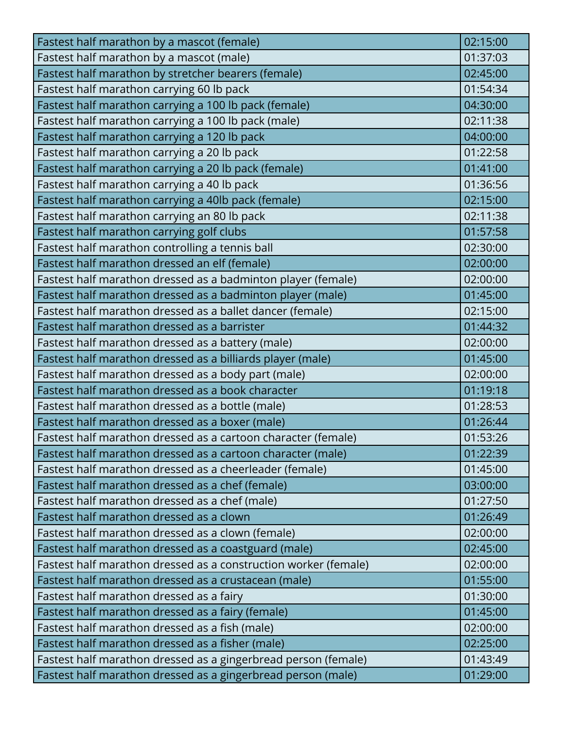| | |
|---|---|
| Fastest half marathon by a mascot (female) | 02:15:00 |
| Fastest half marathon by a mascot (male) | 01:37:03 |
| Fastest half marathon by stretcher bearers (female) | 02:45:00 |
| Fastest half marathon carrying 60 lb pack | 01:54:34 |
| Fastest half marathon carrying a 100 lb pack (female) | 04:30:00 |
| Fastest half marathon carrying a 100 lb pack (male) | 02:11:38 |
| Fastest half marathon carrying a 120 lb pack | 04:00:00 |
| Fastest half marathon carrying a 20 lb pack | 01:22:58 |
| Fastest half marathon carrying a 20 lb pack (female) | 01:41:00 |
| Fastest half marathon carrying a 40 lb pack | 01:36:56 |
| Fastest half marathon carrying a 40lb pack (female) | 02:15:00 |
| Fastest half marathon carrying an 80 lb pack | 02:11:38 |
| Fastest half marathon carrying golf clubs | 01:57:58 |
| Fastest half marathon controlling a tennis ball | 02:30:00 |
| Fastest half marathon dressed an elf (female) | 02:00:00 |
| Fastest half marathon dressed as a badminton player (female) | 02:00:00 |
| Fastest half marathon dressed as a badminton player (male) | 01:45:00 |
| Fastest half marathon dressed as a ballet dancer (female) | 02:15:00 |
| Fastest half marathon dressed as a barrister | 01:44:32 |
| Fastest half marathon dressed as a battery (male) | 02:00:00 |
| Fastest half marathon dressed as a billiards player (male) | 01:45:00 |
| Fastest half marathon dressed as a body part (male) | 02:00:00 |
| Fastest half marathon dressed as a book character | 01:19:18 |
| Fastest half marathon dressed as a bottle (male) | 01:28:53 |
| Fastest half marathon dressed as a boxer (male) | 01:26:44 |
| Fastest half marathon dressed as a cartoon character (female) | 01:53:26 |
| Fastest half marathon dressed as a cartoon character (male) | 01:22:39 |
| Fastest half marathon dressed as a cheerleader (female) | 01:45:00 |
| Fastest half marathon dressed as a chef (female) | 03:00:00 |
| Fastest half marathon dressed as a chef (male) | 01:27:50 |
| Fastest half marathon dressed as a clown | 01:26:49 |
| Fastest half marathon dressed as a clown (female) | 02:00:00 |
| Fastest half marathon dressed as a coastguard (male) | 02:45:00 |
| Fastest half marathon dressed as a construction worker (female) | 02:00:00 |
| Fastest half marathon dressed as a crustacean (male) | 01:55:00 |
| Fastest half marathon dressed as a fairy | 01:30:00 |
| Fastest half marathon dressed as a fairy (female) | 01:45:00 |
| Fastest half marathon dressed as a fish (male) | 02:00:00 |
| Fastest half marathon dressed as a fisher (male) | 02:25:00 |
| Fastest half marathon dressed as a gingerbread person (female) | 01:43:49 |
| Fastest half marathon dressed as a gingerbread person (male) | 01:29:00 |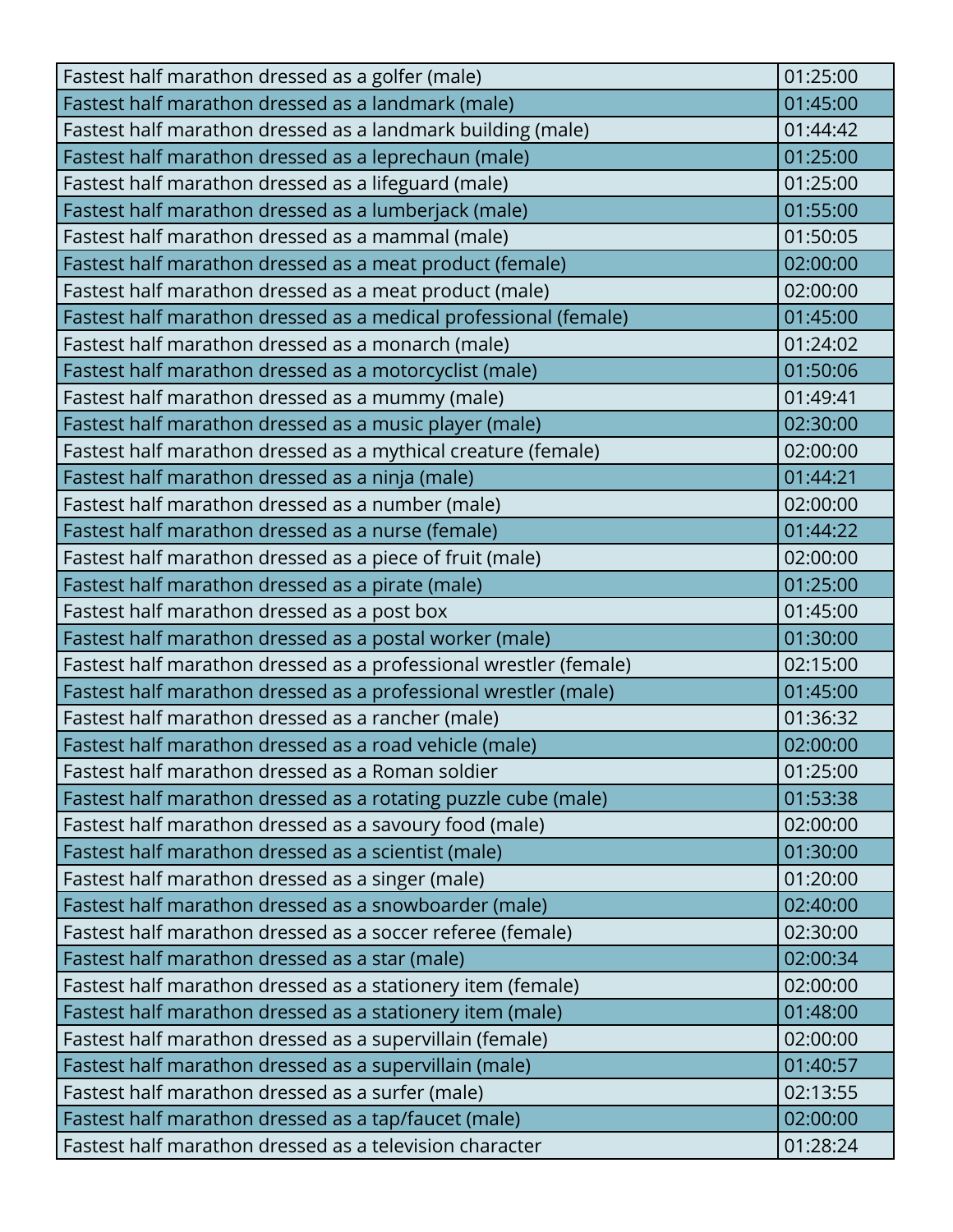| | |
|---|---|
| Fastest half marathon dressed as a golfer (male) | 01:25:00 |
| Fastest half marathon dressed as a landmark (male) | 01:45:00 |
| Fastest half marathon dressed as a landmark building (male) | 01:44:42 |
| Fastest half marathon dressed as a leprechaun (male) | 01:25:00 |
| Fastest half marathon dressed as a lifeguard (male) | 01:25:00 |
| Fastest half marathon dressed as a lumberjack (male) | 01:55:00 |
| Fastest half marathon dressed as a mammal (male) | 01:50:05 |
| Fastest half marathon dressed as a meat product (female) | 02:00:00 |
| Fastest half marathon dressed as a meat product (male) | 02:00:00 |
| Fastest half marathon dressed as a medical professional (female) | 01:45:00 |
| Fastest half marathon dressed as a monarch (male) | 01:24:02 |
| Fastest half marathon dressed as a motorcyclist (male) | 01:50:06 |
| Fastest half marathon dressed as a mummy (male) | 01:49:41 |
| Fastest half marathon dressed as a music player (male) | 02:30:00 |
| Fastest half marathon dressed as a mythical creature (female) | 02:00:00 |
| Fastest half marathon dressed as a ninja (male) | 01:44:21 |
| Fastest half marathon dressed as a number (male) | 02:00:00 |
| Fastest half marathon dressed as a nurse (female) | 01:44:22 |
| Fastest half marathon dressed as a piece of fruit (male) | 02:00:00 |
| Fastest half marathon dressed as a pirate (male) | 01:25:00 |
| Fastest half marathon dressed as a post box | 01:45:00 |
| Fastest half marathon dressed as a postal worker (male) | 01:30:00 |
| Fastest half marathon dressed as a professional wrestler (female) | 02:15:00 |
| Fastest half marathon dressed as a professional wrestler (male) | 01:45:00 |
| Fastest half marathon dressed as a rancher (male) | 01:36:32 |
| Fastest half marathon dressed as a road vehicle (male) | 02:00:00 |
| Fastest half marathon dressed as a Roman soldier | 01:25:00 |
| Fastest half marathon dressed as a rotating puzzle cube (male) | 01:53:38 |
| Fastest half marathon dressed as a savoury food (male) | 02:00:00 |
| Fastest half marathon dressed as a scientist (male) | 01:30:00 |
| Fastest half marathon dressed as a singer (male) | 01:20:00 |
| Fastest half marathon dressed as a snowboarder (male) | 02:40:00 |
| Fastest half marathon dressed as a soccer referee (female) | 02:30:00 |
| Fastest half marathon dressed as a star (male) | 02:00:34 |
| Fastest half marathon dressed as a stationery item (female) | 02:00:00 |
| Fastest half marathon dressed as a stationery item (male) | 01:48:00 |
| Fastest half marathon dressed as a supervillain (female) | 02:00:00 |
| Fastest half marathon dressed as a supervillain (male) | 01:40:57 |
| Fastest half marathon dressed as a surfer (male) | 02:13:55 |
| Fastest half marathon dressed as a tap/faucet (male) | 02:00:00 |
| Fastest half marathon dressed as a television character | 01:28:24 |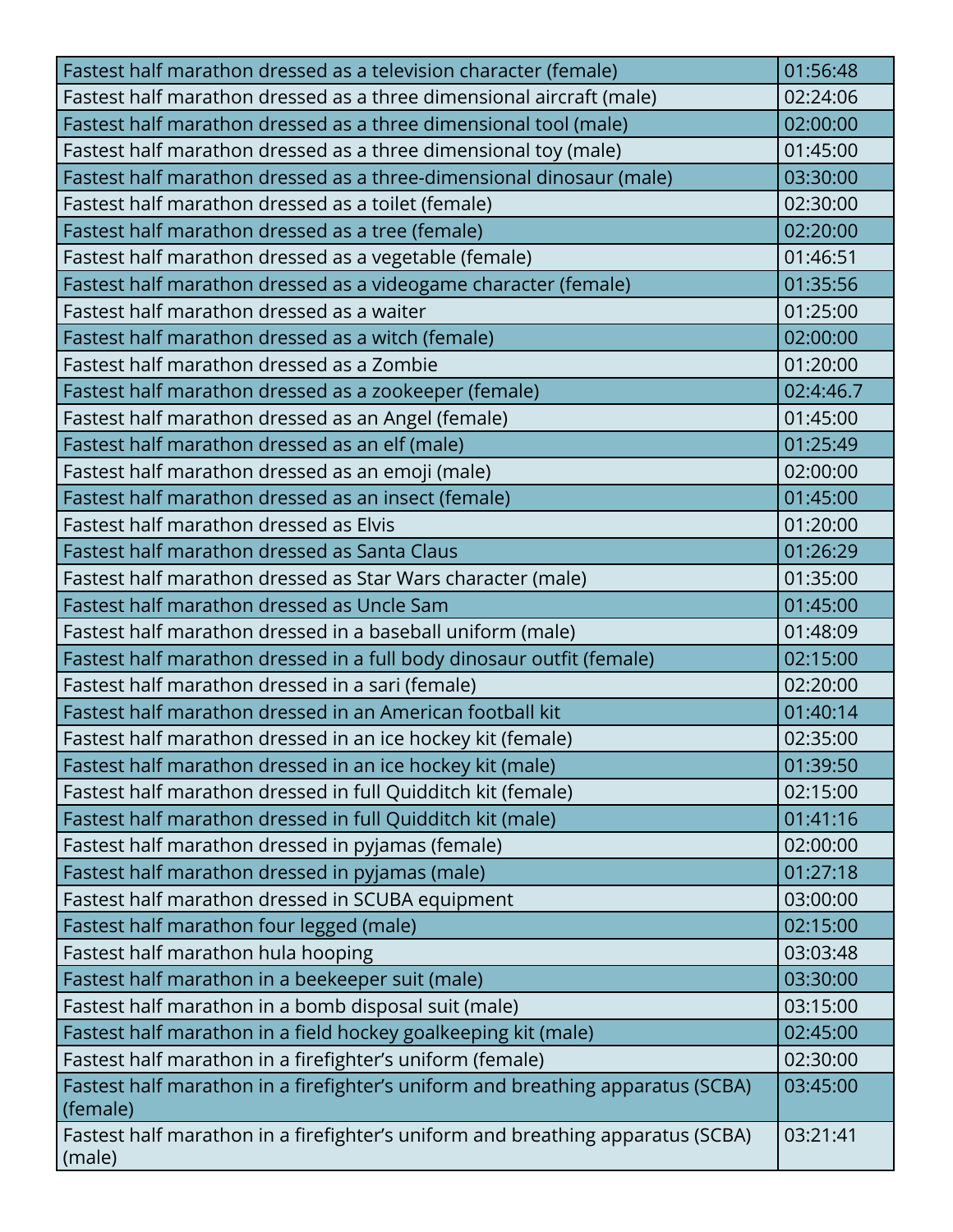| Fastest half marathon dressed as a television character (female) | 01:56:48 |
|---|---|
| Fastest half marathon dressed as a three dimensional aircraft (male) | 02:24:06 |
| Fastest half marathon dressed as a three dimensional tool (male) | 02:00:00 |
| Fastest half marathon dressed as a three dimensional toy (male) | 01:45:00 |
| Fastest half marathon dressed as a three-dimensional dinosaur (male) | 03:30:00 |
| Fastest half marathon dressed as a toilet (female) | 02:30:00 |
| Fastest half marathon dressed as a tree (female) | 02:20:00 |
| Fastest half marathon dressed as a vegetable (female) | 01:46:51 |
| Fastest half marathon dressed as a videogame character (female) | 01:35:56 |
| Fastest half marathon dressed as a waiter | 01:25:00 |
| Fastest half marathon dressed as a witch (female) | 02:00:00 |
| Fastest half marathon dressed as a Zombie | 01:20:00 |
| Fastest half marathon dressed as a zookeeper (female) | 02:4:46.7 |
| Fastest half marathon dressed as an Angel (female) | 01:45:00 |
| Fastest half marathon dressed as an elf (male) | 01:25:49 |
| Fastest half marathon dressed as an emoji (male) | 02:00:00 |
| Fastest half marathon dressed as an insect (female) | 01:45:00 |
| Fastest half marathon dressed as Elvis | 01:20:00 |
| Fastest half marathon dressed as Santa Claus | 01:26:29 |
| Fastest half marathon dressed as Star Wars character (male) | 01:35:00 |
| Fastest half marathon dressed as Uncle Sam | 01:45:00 |
| Fastest half marathon dressed in a baseball uniform (male) | 01:48:09 |
| Fastest half marathon dressed in a full body dinosaur outfit (female) | 02:15:00 |
| Fastest half marathon dressed in a sari (female) | 02:20:00 |
| Fastest half marathon dressed in an American football kit | 01:40:14 |
| Fastest half marathon dressed in an ice hockey kit (female) | 02:35:00 |
| Fastest half marathon dressed in an ice hockey kit (male) | 01:39:50 |
| Fastest half marathon dressed in full Quidditch kit (female) | 02:15:00 |
| Fastest half marathon dressed in full Quidditch kit (male) | 01:41:16 |
| Fastest half marathon dressed in pyjamas (female) | 02:00:00 |
| Fastest half marathon dressed in pyjamas (male) | 01:27:18 |
| Fastest half marathon dressed in SCUBA equipment | 03:00:00 |
| Fastest half marathon four legged (male) | 02:15:00 |
| Fastest half marathon hula hooping | 03:03:48 |
| Fastest half marathon in a beekeeper suit (male) | 03:30:00 |
| Fastest half marathon in a bomb disposal suit (male) | 03:15:00 |
| Fastest half marathon in a field hockey goalkeeping kit (male) | 02:45:00 |
| Fastest half marathon in a firefighter's uniform (female) | 02:30:00 |
| Fastest half marathon in a firefighter's uniform and breathing apparatus (SCBA) (female) | 03:45:00 |
| Fastest half marathon in a firefighter's uniform and breathing apparatus (SCBA) (male) | 03:21:41 |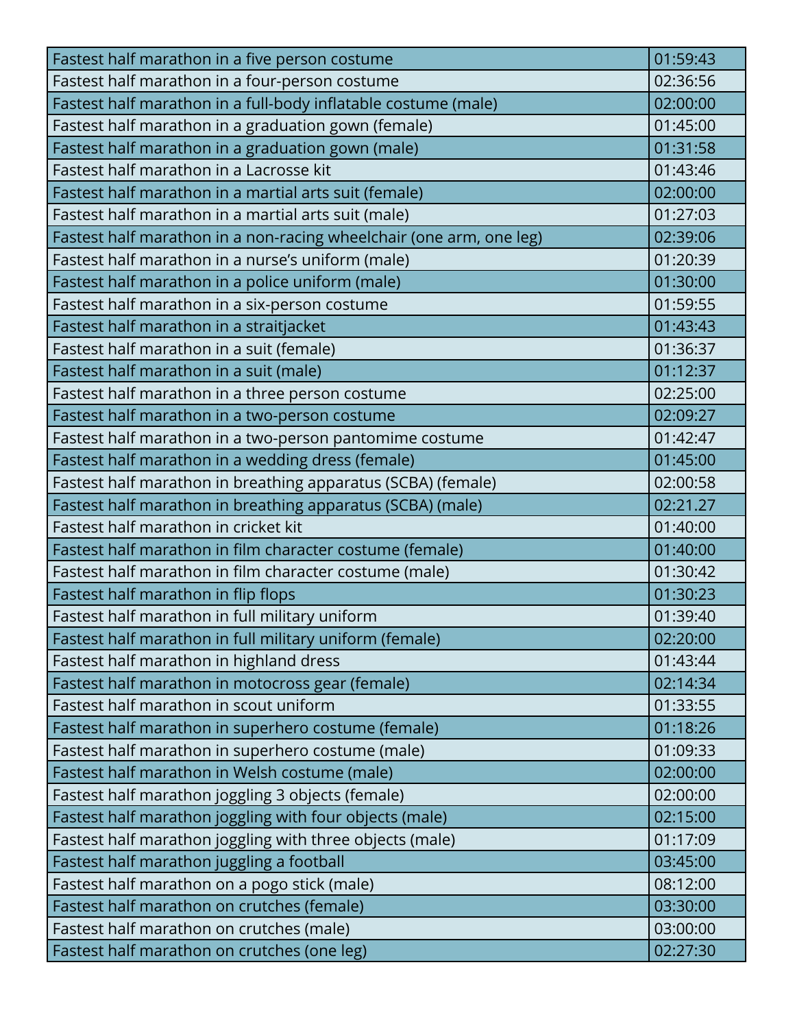| Fastest half marathon in a five person costume | 01:59:43 |
|---|---|
| Fastest half marathon in a four-person costume | 02:36:56 |
| Fastest half marathon in a full-body inflatable costume (male) | 02:00:00 |
| Fastest half marathon in a graduation gown (female) | 01:45:00 |
| Fastest half marathon in a graduation gown (male) | 01:31:58 |
| Fastest half marathon in a Lacrosse kit | 01:43:46 |
| Fastest half marathon in a martial arts suit (female) | 02:00:00 |
| Fastest half marathon in a martial arts suit (male) | 01:27:03 |
| Fastest half marathon in a non-racing wheelchair (one arm, one leg) | 02:39:06 |
| Fastest half marathon in a nurse's uniform (male) | 01:20:39 |
| Fastest half marathon in a police uniform (male) | 01:30:00 |
| Fastest half marathon in a six-person costume | 01:59:55 |
| Fastest half marathon in a straitjacket | 01:43:43 |
| Fastest half marathon in a suit (female) | 01:36:37 |
| Fastest half marathon in a suit (male) | 01:12:37 |
| Fastest half marathon in a three person costume | 02:25:00 |
| Fastest half marathon in a two-person costume | 02:09:27 |
| Fastest half marathon in a two-person pantomime costume | 01:42:47 |
| Fastest half marathon in a wedding dress (female) | 01:45:00 |
| Fastest half marathon in breathing apparatus (SCBA) (female) | 02:00:58 |
| Fastest half marathon in breathing apparatus (SCBA) (male) | 02:21.27 |
| Fastest half marathon in cricket kit | 01:40:00 |
| Fastest half marathon in film character costume (female) | 01:40:00 |
| Fastest half marathon in film character costume (male) | 01:30:42 |
| Fastest half marathon in flip flops | 01:30:23 |
| Fastest half marathon in full military uniform | 01:39:40 |
| Fastest half marathon in full military uniform (female) | 02:20:00 |
| Fastest half marathon in highland dress | 01:43:44 |
| Fastest half marathon in motocross gear (female) | 02:14:34 |
| Fastest half marathon in scout uniform | 01:33:55 |
| Fastest half marathon in superhero costume (female) | 01:18:26 |
| Fastest half marathon in superhero costume (male) | 01:09:33 |
| Fastest half marathon in Welsh costume (male) | 02:00:00 |
| Fastest half marathon joggling 3 objects (female) | 02:00:00 |
| Fastest half marathon joggling with four objects (male) | 02:15:00 |
| Fastest half marathon joggling with three objects (male) | 01:17:09 |
| Fastest half marathon juggling a football | 03:45:00 |
| Fastest half marathon on a pogo stick (male) | 08:12:00 |
| Fastest half marathon on crutches (female) | 03:30:00 |
| Fastest half marathon on crutches (male) | 03:00:00 |
| Fastest half marathon on crutches (one leg) | 02:27:30 |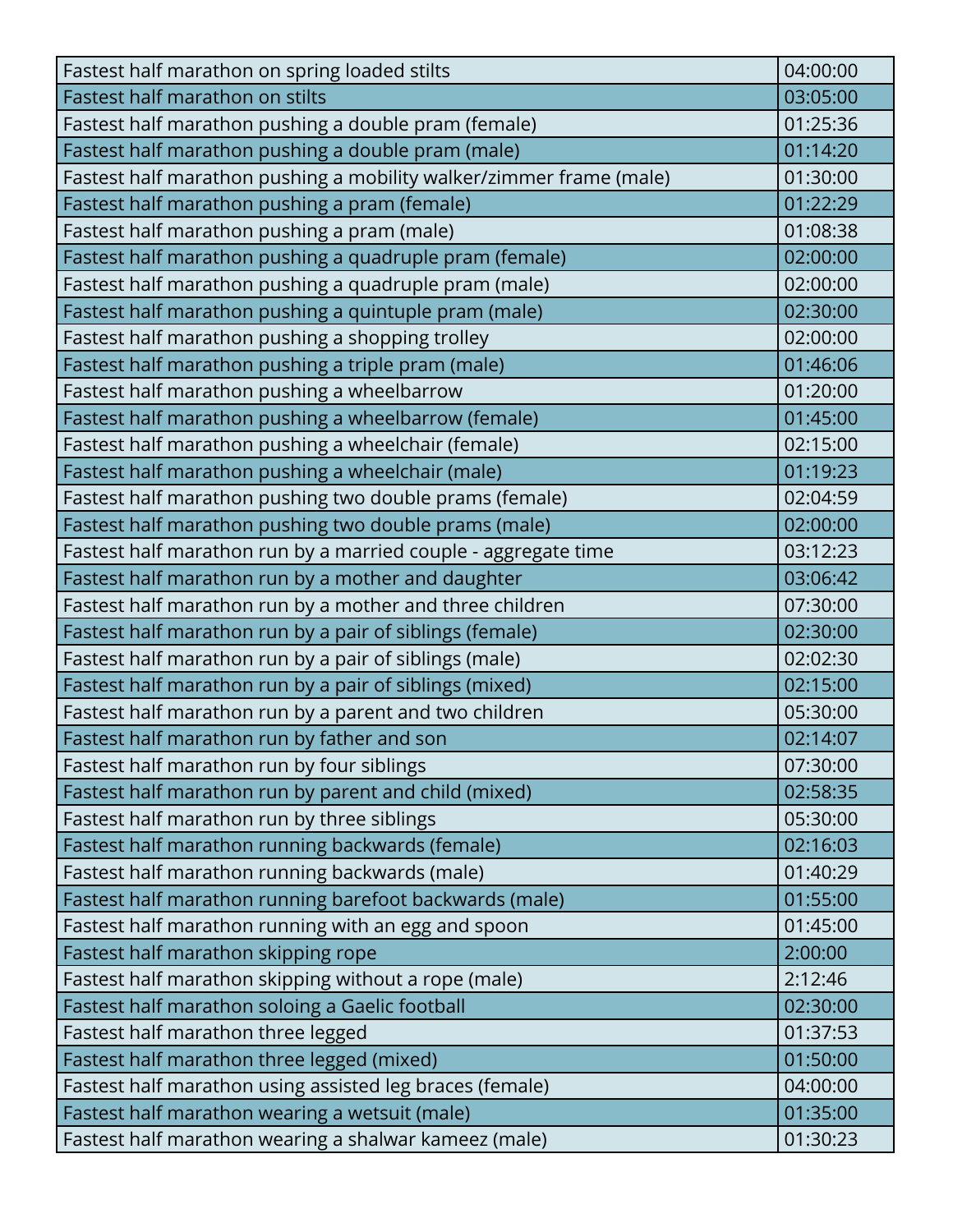| | |
|---|---|
| Fastest half marathon on spring loaded stilts | 04:00:00 |
| Fastest half marathon on stilts | 03:05:00 |
| Fastest half marathon pushing a double pram (female) | 01:25:36 |
| Fastest half marathon pushing a double pram (male) | 01:14:20 |
| Fastest half marathon pushing a mobility walker/zimmer frame (male) | 01:30:00 |
| Fastest half marathon pushing a pram (female) | 01:22:29 |
| Fastest half marathon pushing a pram (male) | 01:08:38 |
| Fastest half marathon pushing a quadruple pram (female) | 02:00:00 |
| Fastest half marathon pushing a quadruple pram (male) | 02:00:00 |
| Fastest half marathon pushing a quintuple pram (male) | 02:30:00 |
| Fastest half marathon pushing a shopping trolley | 02:00:00 |
| Fastest half marathon pushing a triple pram (male) | 01:46:06 |
| Fastest half marathon pushing a wheelbarrow | 01:20:00 |
| Fastest half marathon pushing a wheelbarrow (female) | 01:45:00 |
| Fastest half marathon pushing a wheelchair (female) | 02:15:00 |
| Fastest half marathon pushing a wheelchair (male) | 01:19:23 |
| Fastest half marathon pushing two double prams (female) | 02:04:59 |
| Fastest half marathon pushing two double prams (male) | 02:00:00 |
| Fastest half marathon run by a married couple - aggregate time | 03:12:23 |
| Fastest half marathon run by a mother and daughter | 03:06:42 |
| Fastest half marathon run by a mother and three children | 07:30:00 |
| Fastest half marathon run by a pair of siblings (female) | 02:30:00 |
| Fastest half marathon run by a pair of siblings (male) | 02:02:30 |
| Fastest half marathon run by a pair of siblings (mixed) | 02:15:00 |
| Fastest half marathon run by a parent and two children | 05:30:00 |
| Fastest half marathon run by father and son | 02:14:07 |
| Fastest half marathon run by four siblings | 07:30:00 |
| Fastest half marathon run by parent and child (mixed) | 02:58:35 |
| Fastest half marathon run by three siblings | 05:30:00 |
| Fastest half marathon running backwards (female) | 02:16:03 |
| Fastest half marathon running backwards (male) | 01:40:29 |
| Fastest half marathon running barefoot backwards (male) | 01:55:00 |
| Fastest half marathon running with an egg and spoon | 01:45:00 |
| Fastest half marathon skipping rope | 2:00:00 |
| Fastest half marathon skipping without a rope (male) | 2:12:46 |
| Fastest half marathon soloing a Gaelic football | 02:30:00 |
| Fastest half marathon three legged | 01:37:53 |
| Fastest half marathon three legged (mixed) | 01:50:00 |
| Fastest half marathon using assisted leg braces (female) | 04:00:00 |
| Fastest half marathon wearing a wetsuit (male) | 01:35:00 |
| Fastest half marathon wearing a shalwar kameez (male) | 01:30:23 |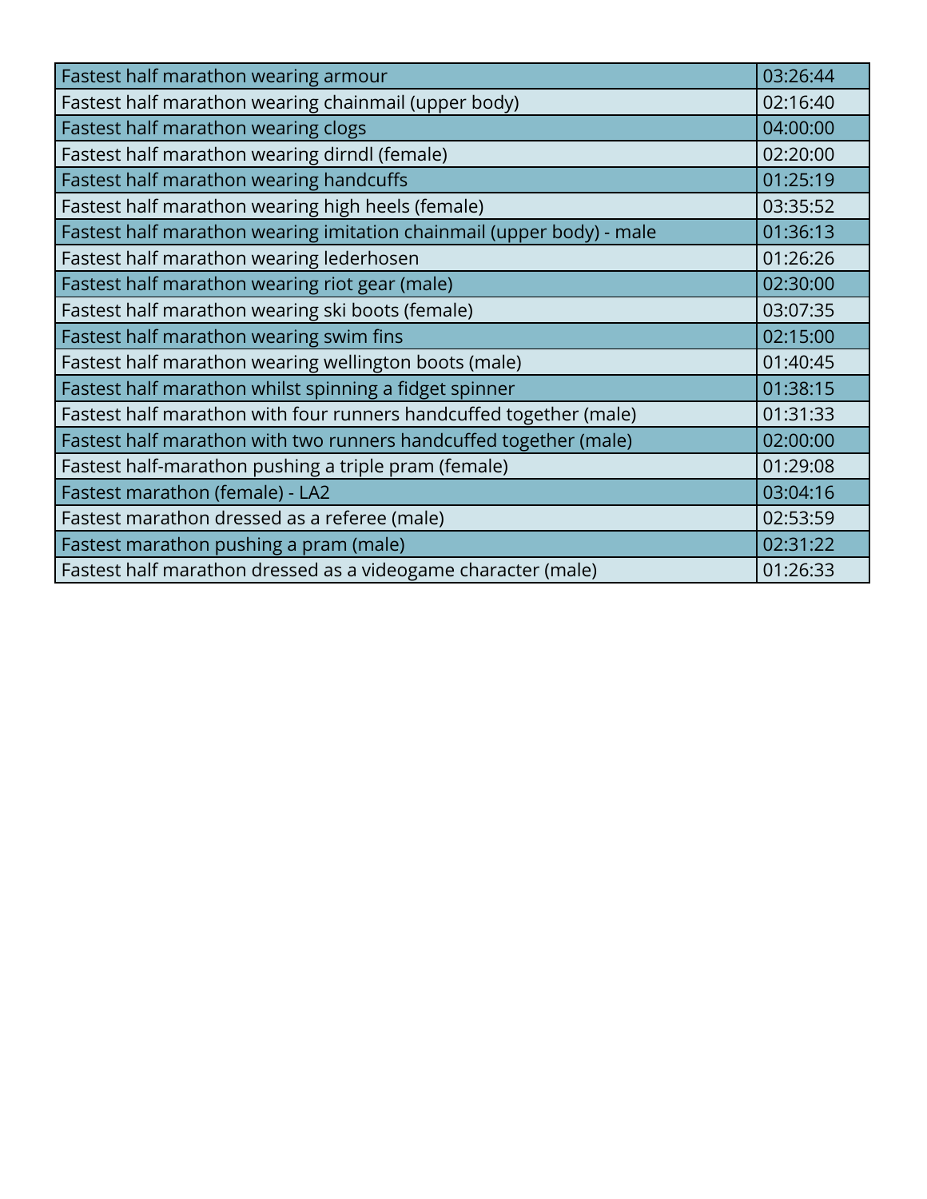| Fastest half marathon wearing armour | 03:26:44 |
|---|---|
| Fastest half marathon wearing chainmail (upper body) | 02:16:40 |
| Fastest half marathon wearing clogs | 04:00:00 |
| Fastest half marathon wearing dirndl (female) | 02:20:00 |
| Fastest half marathon wearing handcuffs | 01:25:19 |
| Fastest half marathon wearing high heels (female) | 03:35:52 |
| Fastest half marathon wearing imitation chainmail (upper body) - male | 01:36:13 |
| Fastest half marathon wearing lederhosen | 01:26:26 |
| Fastest half marathon wearing riot gear (male) | 02:30:00 |
| Fastest half marathon wearing ski boots (female) | 03:07:35 |
| Fastest half marathon wearing swim fins | 02:15:00 |
| Fastest half marathon wearing wellington boots (male) | 01:40:45 |
| Fastest half marathon whilst spinning a fidget spinner | 01:38:15 |
| Fastest half marathon with four runners handcuffed together (male) | 01:31:33 |
| Fastest half marathon with two runners handcuffed together (male) | 02:00:00 |
| Fastest half-marathon pushing a triple pram (female) | 01:29:08 |
| Fastest marathon (female) - LA2 | 03:04:16 |
| Fastest marathon dressed as a referee (male) | 02:53:59 |
| Fastest marathon pushing a pram (male) | 02:31:22 |
| Fastest half marathon dressed as a videogame character (male) | 01:26:33 |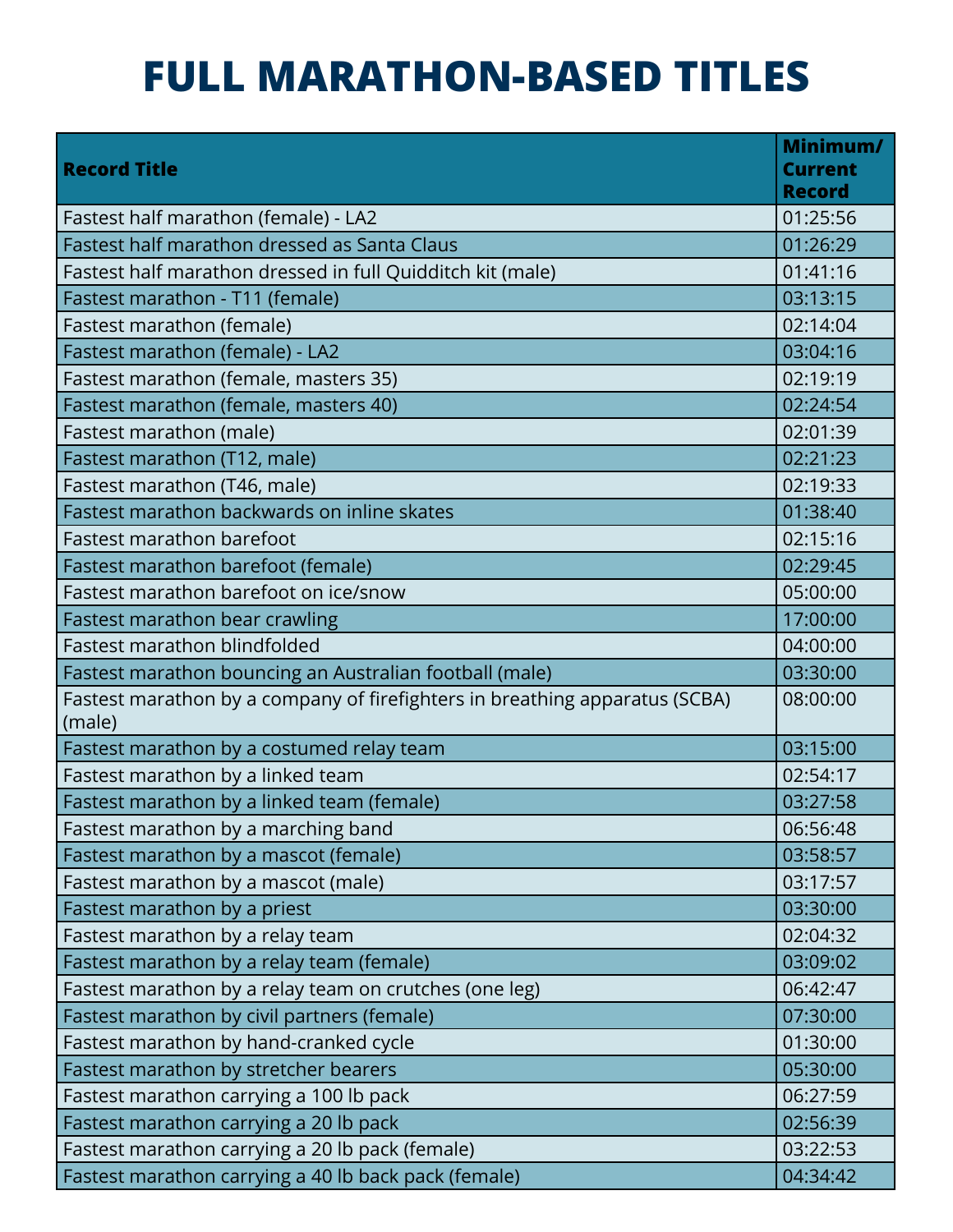# FULL MARATHON-BASED TITLES

| Record Title | Minimum/ Current Record |
|---|---|
| Fastest half marathon (female) - LA2 | 01:25:56 |
| Fastest half marathon dressed as Santa Claus | 01:26:29 |
| Fastest half marathon dressed in full Quidditch kit (male) | 01:41:16 |
| Fastest marathon - T11 (female) | 03:13:15 |
| Fastest marathon (female) | 02:14:04 |
| Fastest marathon (female) - LA2 | 03:04:16 |
| Fastest marathon (female, masters 35) | 02:19:19 |
| Fastest marathon (female, masters 40) | 02:24:54 |
| Fastest marathon (male) | 02:01:39 |
| Fastest marathon (T12, male) | 02:21:23 |
| Fastest marathon (T46, male) | 02:19:33 |
| Fastest marathon backwards on inline skates | 01:38:40 |
| Fastest marathon barefoot | 02:15:16 |
| Fastest marathon barefoot (female) | 02:29:45 |
| Fastest marathon barefoot on ice/snow | 05:00:00 |
| Fastest marathon bear crawling | 17:00:00 |
| Fastest marathon blindfolded | 04:00:00 |
| Fastest marathon bouncing an Australian football (male) | 03:30:00 |
| Fastest marathon by a company of firefighters in breathing apparatus (SCBA) (male) | 08:00:00 |
| Fastest marathon by a costumed relay team | 03:15:00 |
| Fastest marathon by a linked team | 02:54:17 |
| Fastest marathon by a linked team (female) | 03:27:58 |
| Fastest marathon by a marching band | 06:56:48 |
| Fastest marathon by a mascot (female) | 03:58:57 |
| Fastest marathon by a mascot (male) | 03:17:57 |
| Fastest marathon by a priest | 03:30:00 |
| Fastest marathon by a relay team | 02:04:32 |
| Fastest marathon by a relay team (female) | 03:09:02 |
| Fastest marathon by a relay team on crutches (one leg) | 06:42:47 |
| Fastest marathon by civil partners (female) | 07:30:00 |
| Fastest marathon by hand-cranked cycle | 01:30:00 |
| Fastest marathon by stretcher bearers | 05:30:00 |
| Fastest marathon carrying a 100 lb pack | 06:27:59 |
| Fastest marathon carrying a 20 lb pack | 02:56:39 |
| Fastest marathon carrying a 20 lb pack (female) | 03:22:53 |
| Fastest marathon carrying a 40 lb back pack (female) | 04:34:42 |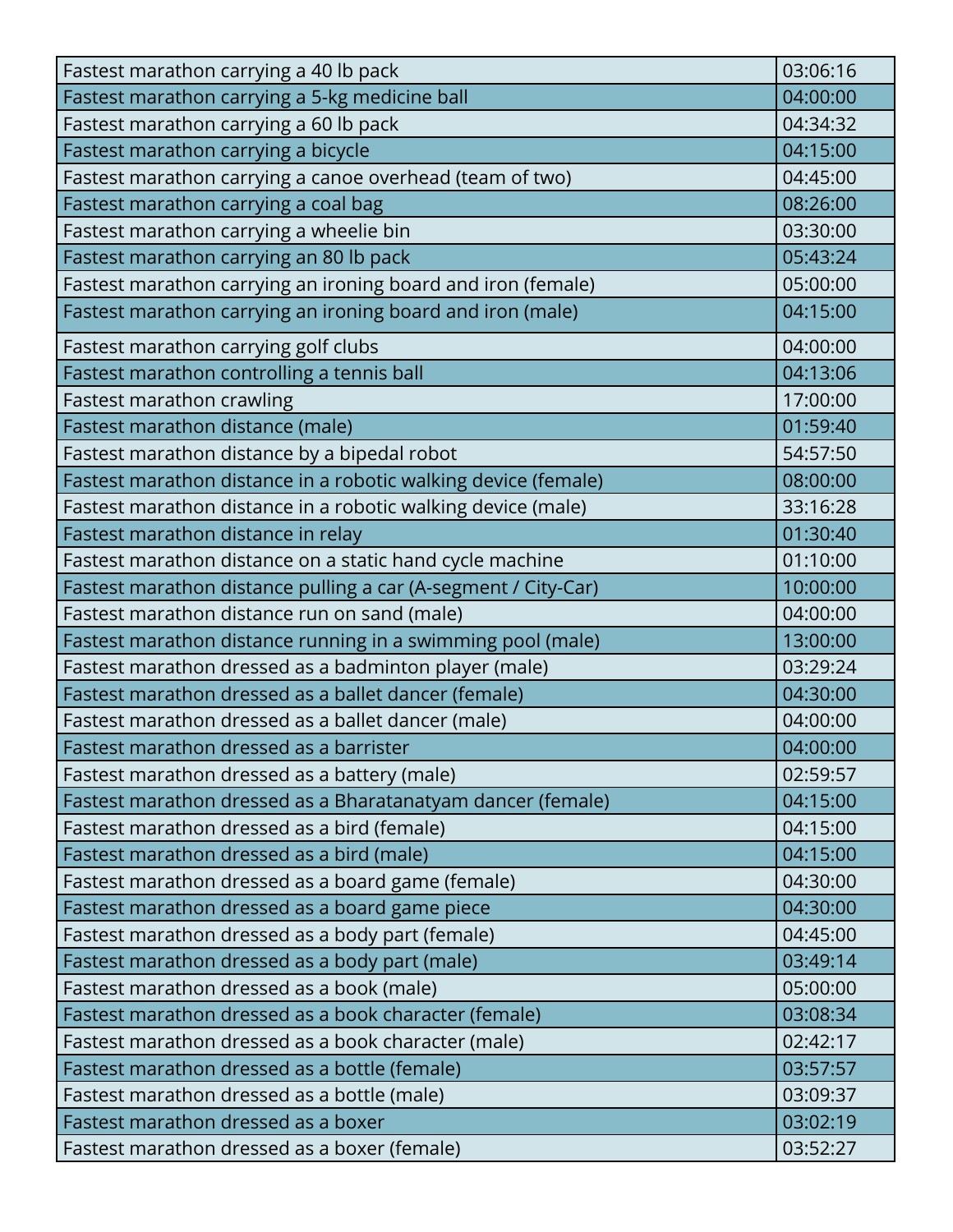| | |
|---|---|
| Fastest marathon carrying a 40 lb pack | 03:06:16 |
| Fastest marathon carrying a 5-kg medicine ball | 04:00:00 |
| Fastest marathon carrying a 60 lb pack | 04:34:32 |
| Fastest marathon carrying a bicycle | 04:15:00 |
| Fastest marathon carrying a canoe overhead (team of two) | 04:45:00 |
| Fastest marathon carrying a coal bag | 08:26:00 |
| Fastest marathon carrying a wheelie bin | 03:30:00 |
| Fastest marathon carrying an 80 lb pack | 05:43:24 |
| Fastest marathon carrying an ironing board and iron (female) | 05:00:00 |
| Fastest marathon carrying an ironing board and iron (male) | 04:15:00 |
| Fastest marathon carrying golf clubs | 04:00:00 |
| Fastest marathon controlling a tennis ball | 04:13:06 |
| Fastest marathon crawling | 17:00:00 |
| Fastest marathon distance (male) | 01:59:40 |
| Fastest marathon distance by a bipedal robot | 54:57:50 |
| Fastest marathon distance in a robotic walking device (female) | 08:00:00 |
| Fastest marathon distance in a robotic walking device (male) | 33:16:28 |
| Fastest marathon distance in relay | 01:30:40 |
| Fastest marathon distance on a static hand cycle machine | 01:10:00 |
| Fastest marathon distance pulling a car (A-segment / City-Car) | 10:00:00 |
| Fastest marathon distance run on sand (male) | 04:00:00 |
| Fastest marathon distance running in a swimming pool (male) | 13:00:00 |
| Fastest marathon dressed as a badminton player (male) | 03:29:24 |
| Fastest marathon dressed as a ballet dancer (female) | 04:30:00 |
| Fastest marathon dressed as a ballet dancer (male) | 04:00:00 |
| Fastest marathon dressed as a barrister | 04:00:00 |
| Fastest marathon dressed as a battery (male) | 02:59:57 |
| Fastest marathon dressed as a Bharatanatyam dancer (female) | 04:15:00 |
| Fastest marathon dressed as a bird (female) | 04:15:00 |
| Fastest marathon dressed as a bird (male) | 04:15:00 |
| Fastest marathon dressed as a board game (female) | 04:30:00 |
| Fastest marathon dressed as a board game piece | 04:30:00 |
| Fastest marathon dressed as a body part (female) | 04:45:00 |
| Fastest marathon dressed as a body part (male) | 03:49:14 |
| Fastest marathon dressed as a book (male) | 05:00:00 |
| Fastest marathon dressed as a book character (female) | 03:08:34 |
| Fastest marathon dressed as a book character (male) | 02:42:17 |
| Fastest marathon dressed as a bottle (female) | 03:57:57 |
| Fastest marathon dressed as a bottle (male) | 03:09:37 |
| Fastest marathon dressed as a boxer | 03:02:19 |
| Fastest marathon dressed as a boxer (female) | 03:52:27 |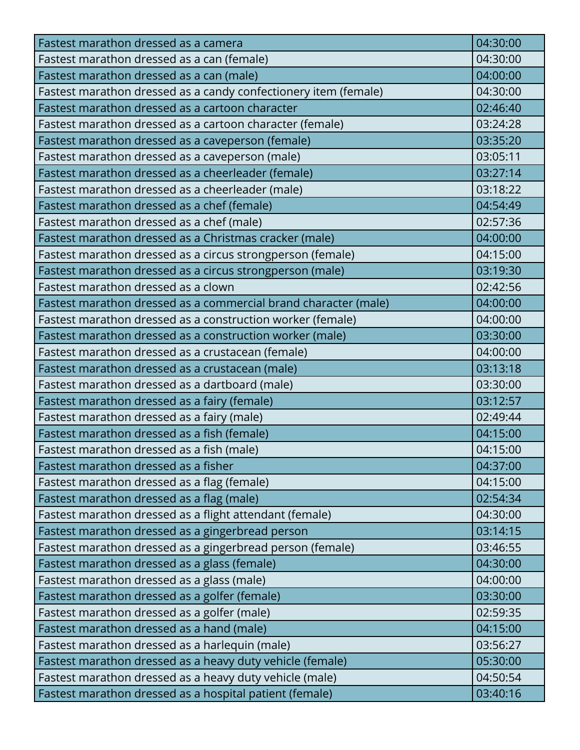| | |
|---|---|
| Fastest marathon dressed as a camera | 04:30:00 |
| Fastest marathon dressed as a can (female) | 04:30:00 |
| Fastest marathon dressed as a can (male) | 04:00:00 |
| Fastest marathon dressed as a candy confectionery item (female) | 04:30:00 |
| Fastest marathon dressed as a cartoon character | 02:46:40 |
| Fastest marathon dressed as a cartoon character (female) | 03:24:28 |
| Fastest marathon dressed as a caveperson (female) | 03:35:20 |
| Fastest marathon dressed as a caveperson (male) | 03:05:11 |
| Fastest marathon dressed as a cheerleader (female) | 03:27:14 |
| Fastest marathon dressed as a cheerleader (male) | 03:18:22 |
| Fastest marathon dressed as a chef (female) | 04:54:49 |
| Fastest marathon dressed as a chef (male) | 02:57:36 |
| Fastest marathon dressed as a Christmas cracker (male) | 04:00:00 |
| Fastest marathon dressed as a circus strongperson (female) | 04:15:00 |
| Fastest marathon dressed as a circus strongperson (male) | 03:19:30 |
| Fastest marathon dressed as a clown | 02:42:56 |
| Fastest marathon dressed as a commercial brand character (male) | 04:00:00 |
| Fastest marathon dressed as a construction worker (female) | 04:00:00 |
| Fastest marathon dressed as a construction worker (male) | 03:30:00 |
| Fastest marathon dressed as a crustacean (female) | 04:00:00 |
| Fastest marathon dressed as a crustacean (male) | 03:13:18 |
| Fastest marathon dressed as a dartboard (male) | 03:30:00 |
| Fastest marathon dressed as a fairy (female) | 03:12:57 |
| Fastest marathon dressed as a fairy (male) | 02:49:44 |
| Fastest marathon dressed as a fish (female) | 04:15:00 |
| Fastest marathon dressed as a fish (male) | 04:15:00 |
| Fastest marathon dressed as a fisher | 04:37:00 |
| Fastest marathon dressed as a flag (female) | 04:15:00 |
| Fastest marathon dressed as a flag (male) | 02:54:34 |
| Fastest marathon dressed as a flight attendant (female) | 04:30:00 |
| Fastest marathon dressed as a gingerbread person | 03:14:15 |
| Fastest marathon dressed as a gingerbread person (female) | 03:46:55 |
| Fastest marathon dressed as a glass (female) | 04:30:00 |
| Fastest marathon dressed as a glass (male) | 04:00:00 |
| Fastest marathon dressed as a golfer (female) | 03:30:00 |
| Fastest marathon dressed as a golfer (male) | 02:59:35 |
| Fastest marathon dressed as a hand (male) | 04:15:00 |
| Fastest marathon dressed as a harlequin (male) | 03:56:27 |
| Fastest marathon dressed as a heavy duty vehicle (female) | 05:30:00 |
| Fastest marathon dressed as a heavy duty vehicle (male) | 04:50:54 |
| Fastest marathon dressed as a hospital patient (female) | 03:40:16 |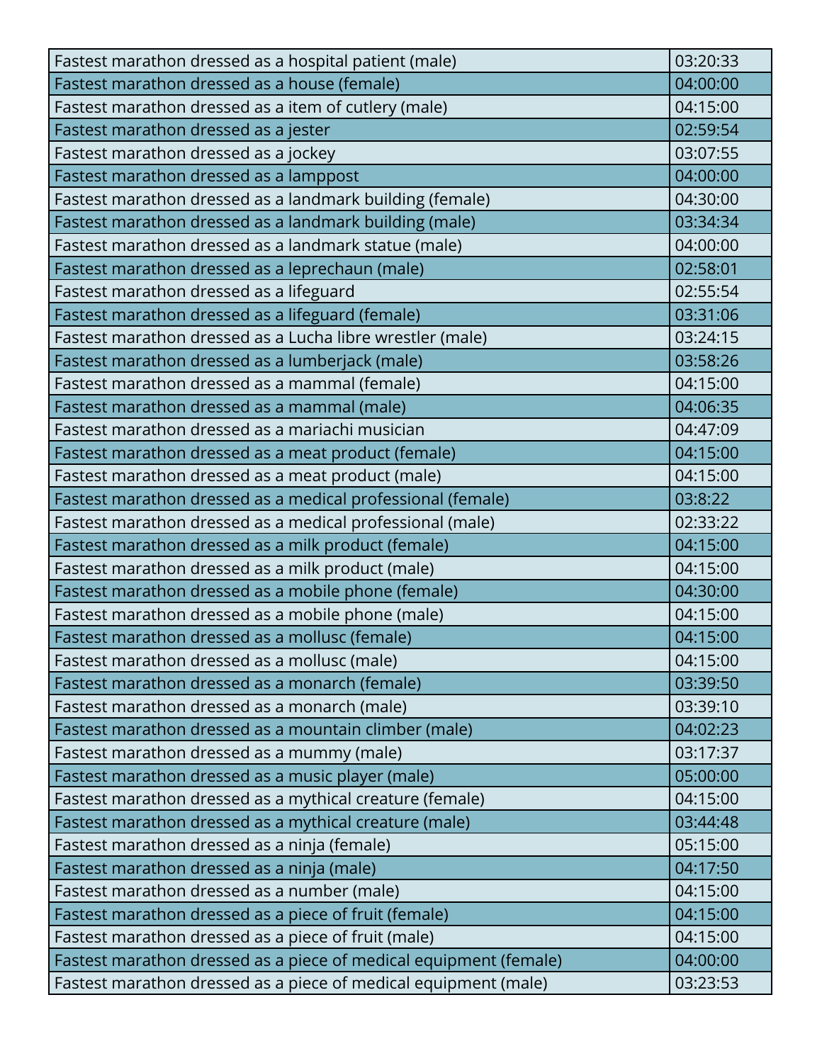| Fastest marathon dressed as a hospital patient (male) | 03:20:33 |
|---|---|
| Fastest marathon dressed as a house (female) | 04:00:00 |
| Fastest marathon dressed as a item of cutlery (male) | 04:15:00 |
| Fastest marathon dressed as a jester | 02:59:54 |
| Fastest marathon dressed as a jockey | 03:07:55 |
| Fastest marathon dressed as a lamppost | 04:00:00 |
| Fastest marathon dressed as a landmark building (female) | 04:30:00 |
| Fastest marathon dressed as a landmark building (male) | 03:34:34 |
| Fastest marathon dressed as a landmark statue (male) | 04:00:00 |
| Fastest marathon dressed as a leprechaun (male) | 02:58:01 |
| Fastest marathon dressed as a lifeguard | 02:55:54 |
| Fastest marathon dressed as a lifeguard (female) | 03:31:06 |
| Fastest marathon dressed as a Lucha libre wrestler (male) | 03:24:15 |
| Fastest marathon dressed as a lumberjack (male) | 03:58:26 |
| Fastest marathon dressed as a mammal (female) | 04:15:00 |
| Fastest marathon dressed as a mammal (male) | 04:06:35 |
| Fastest marathon dressed as a mariachi musician | 04:47:09 |
| Fastest marathon dressed as a meat product (female) | 04:15:00 |
| Fastest marathon dressed as a meat product (male) | 04:15:00 |
| Fastest marathon dressed as a medical professional (female) | 03:8:22 |
| Fastest marathon dressed as a medical professional (male) | 02:33:22 |
| Fastest marathon dressed as a milk product (female) | 04:15:00 |
| Fastest marathon dressed as a milk product (male) | 04:15:00 |
| Fastest marathon dressed as a mobile phone (female) | 04:30:00 |
| Fastest marathon dressed as a mobile phone (male) | 04:15:00 |
| Fastest marathon dressed as a mollusc (female) | 04:15:00 |
| Fastest marathon dressed as a mollusc (male) | 04:15:00 |
| Fastest marathon dressed as a monarch (female) | 03:39:50 |
| Fastest marathon dressed as a monarch (male) | 03:39:10 |
| Fastest marathon dressed as a mountain climber (male) | 04:02:23 |
| Fastest marathon dressed as a mummy (male) | 03:17:37 |
| Fastest marathon dressed as a music player (male) | 05:00:00 |
| Fastest marathon dressed as a mythical creature (female) | 04:15:00 |
| Fastest marathon dressed as a mythical creature (male) | 03:44:48 |
| Fastest marathon dressed as a ninja (female) | 05:15:00 |
| Fastest marathon dressed as a ninja (male) | 04:17:50 |
| Fastest marathon dressed as a number (male) | 04:15:00 |
| Fastest marathon dressed as a piece of fruit (female) | 04:15:00 |
| Fastest marathon dressed as a piece of fruit (male) | 04:15:00 |
| Fastest marathon dressed as a piece of medical equipment (female) | 04:00:00 |
| Fastest marathon dressed as a piece of medical equipment (male) | 03:23:53 |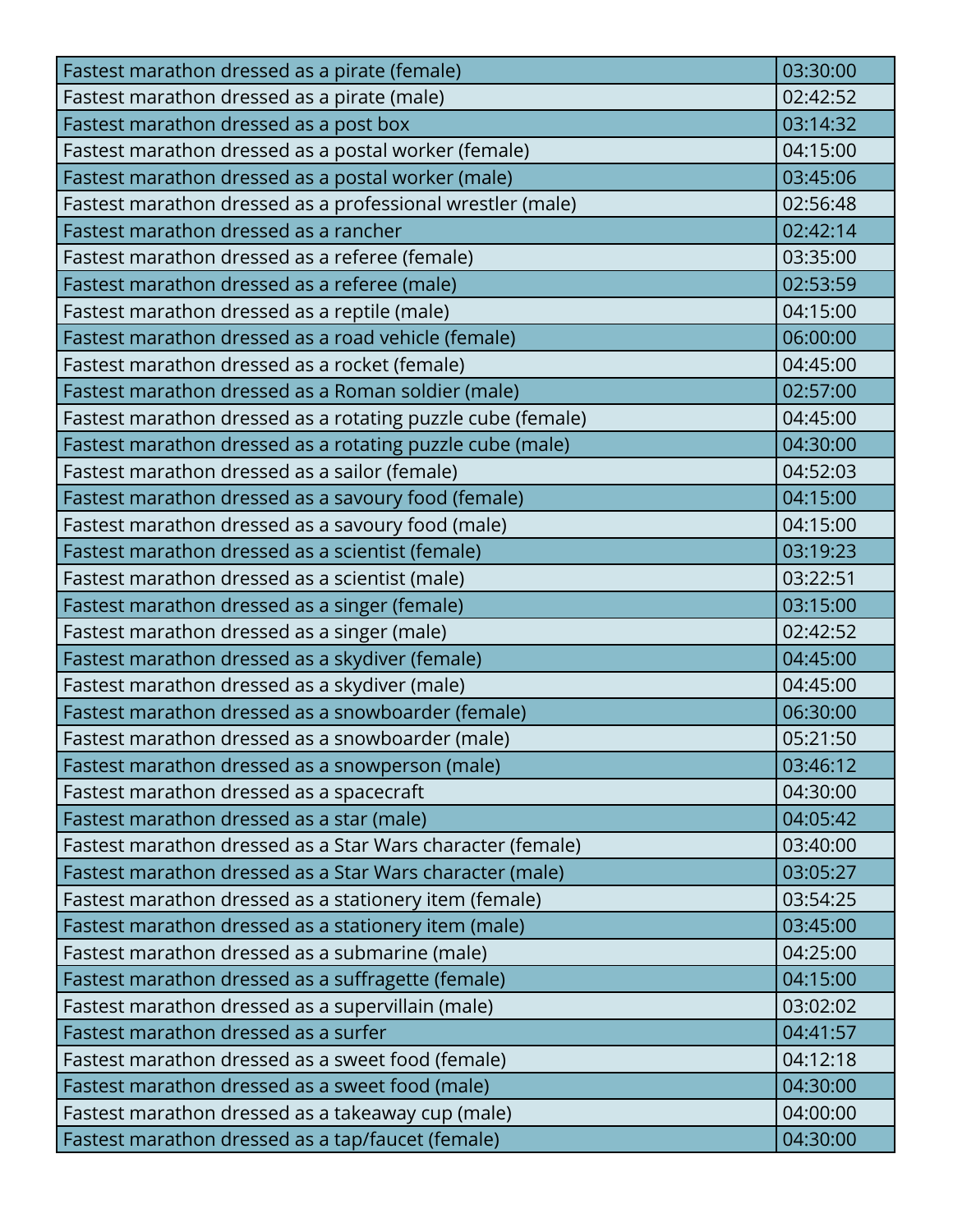| Fastest marathon dressed as a pirate (female) | 03:30:00 |
|---|---|
| Fastest marathon dressed as a pirate (male) | 02:42:52 |
| Fastest marathon dressed as a post box | 03:14:32 |
| Fastest marathon dressed as a postal worker (female) | 04:15:00 |
| Fastest marathon dressed as a postal worker (male) | 03:45:06 |
| Fastest marathon dressed as a professional wrestler (male) | 02:56:48 |
| Fastest marathon dressed as a rancher | 02:42:14 |
| Fastest marathon dressed as a referee (female) | 03:35:00 |
| Fastest marathon dressed as a referee (male) | 02:53:59 |
| Fastest marathon dressed as a reptile (male) | 04:15:00 |
| Fastest marathon dressed as a road vehicle (female) | 06:00:00 |
| Fastest marathon dressed as a rocket (female) | 04:45:00 |
| Fastest marathon dressed as a Roman soldier (male) | 02:57:00 |
| Fastest marathon dressed as a rotating puzzle cube (female) | 04:45:00 |
| Fastest marathon dressed as a rotating puzzle cube (male) | 04:30:00 |
| Fastest marathon dressed as a sailor (female) | 04:52:03 |
| Fastest marathon dressed as a savoury food (female) | 04:15:00 |
| Fastest marathon dressed as a savoury food (male) | 04:15:00 |
| Fastest marathon dressed as a scientist (female) | 03:19:23 |
| Fastest marathon dressed as a scientist (male) | 03:22:51 |
| Fastest marathon dressed as a singer (female) | 03:15:00 |
| Fastest marathon dressed as a singer (male) | 02:42:52 |
| Fastest marathon dressed as a skydiver (female) | 04:45:00 |
| Fastest marathon dressed as a skydiver (male) | 04:45:00 |
| Fastest marathon dressed as a snowboarder (female) | 06:30:00 |
| Fastest marathon dressed as a snowboarder (male) | 05:21:50 |
| Fastest marathon dressed as a snowperson (male) | 03:46:12 |
| Fastest marathon dressed as a spacecraft | 04:30:00 |
| Fastest marathon dressed as a star (male) | 04:05:42 |
| Fastest marathon dressed as a Star Wars character (female) | 03:40:00 |
| Fastest marathon dressed as a Star Wars character (male) | 03:05:27 |
| Fastest marathon dressed as a stationery item (female) | 03:54:25 |
| Fastest marathon dressed as a stationery item (male) | 03:45:00 |
| Fastest marathon dressed as a submarine (male) | 04:25:00 |
| Fastest marathon dressed as a suffragette (female) | 04:15:00 |
| Fastest marathon dressed as a supervillain (male) | 03:02:02 |
| Fastest marathon dressed as a surfer | 04:41:57 |
| Fastest marathon dressed as a sweet food (female) | 04:12:18 |
| Fastest marathon dressed as a sweet food (male) | 04:30:00 |
| Fastest marathon dressed as a takeaway cup (male) | 04:00:00 |
| Fastest marathon dressed as a tap/faucet (female) | 04:30:00 |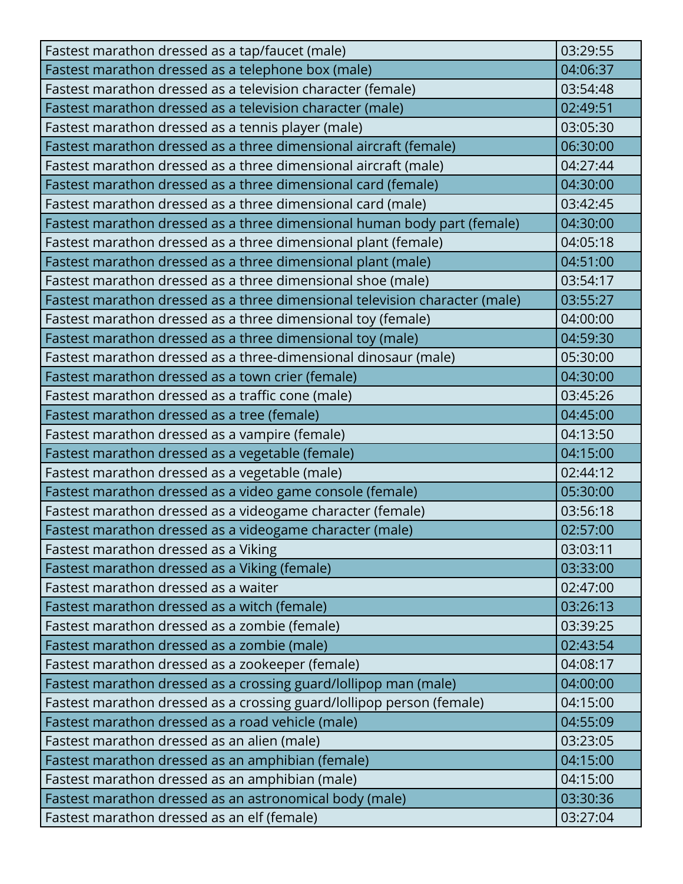| Fastest marathon dressed as a tap/faucet (male) | 03:29:55 |
|---|---|
| Fastest marathon dressed as a telephone box (male) | 04:06:37 |
| Fastest marathon dressed as a television character (female) | 03:54:48 |
| Fastest marathon dressed as a television character (male) | 02:49:51 |
| Fastest marathon dressed as a tennis player (male) | 03:05:30 |
| Fastest marathon dressed as a three dimensional aircraft (female) | 06:30:00 |
| Fastest marathon dressed as a three dimensional aircraft (male) | 04:27:44 |
| Fastest marathon dressed as a three dimensional card (female) | 04:30:00 |
| Fastest marathon dressed as a three dimensional card (male) | 03:42:45 |
| Fastest marathon dressed as a three dimensional human body part (female) | 04:30:00 |
| Fastest marathon dressed as a three dimensional plant (female) | 04:05:18 |
| Fastest marathon dressed as a three dimensional plant (male) | 04:51:00 |
| Fastest marathon dressed as a three dimensional shoe (male) | 03:54:17 |
| Fastest marathon dressed as a three dimensional television character (male) | 03:55:27 |
| Fastest marathon dressed as a three dimensional toy (female) | 04:00:00 |
| Fastest marathon dressed as a three dimensional toy (male) | 04:59:30 |
| Fastest marathon dressed as a three-dimensional dinosaur (male) | 05:30:00 |
| Fastest marathon dressed as a town crier (female) | 04:30:00 |
| Fastest marathon dressed as a traffic cone (male) | 03:45:26 |
| Fastest marathon dressed as a tree (female) | 04:45:00 |
| Fastest marathon dressed as a vampire (female) | 04:13:50 |
| Fastest marathon dressed as a vegetable (female) | 04:15:00 |
| Fastest marathon dressed as a vegetable (male) | 02:44:12 |
| Fastest marathon dressed as a video game console (female) | 05:30:00 |
| Fastest marathon dressed as a videogame character (female) | 03:56:18 |
| Fastest marathon dressed as a videogame character (male) | 02:57:00 |
| Fastest marathon dressed as a Viking | 03:03:11 |
| Fastest marathon dressed as a Viking (female) | 03:33:00 |
| Fastest marathon dressed as a waiter | 02:47:00 |
| Fastest marathon dressed as a witch (female) | 03:26:13 |
| Fastest marathon dressed as a zombie (female) | 03:39:25 |
| Fastest marathon dressed as a zombie (male) | 02:43:54 |
| Fastest marathon dressed as a zookeeper (female) | 04:08:17 |
| Fastest marathon dressed as a crossing guard/lollipop man (male) | 04:00:00 |
| Fastest marathon dressed as a crossing guard/lollipop person (female) | 04:15:00 |
| Fastest marathon dressed as a road vehicle (male) | 04:55:09 |
| Fastest marathon dressed as an alien (male) | 03:23:05 |
| Fastest marathon dressed as an amphibian (female) | 04:15:00 |
| Fastest marathon dressed as an amphibian (male) | 04:15:00 |
| Fastest marathon dressed as an astronomical body (male) | 03:30:36 |
| Fastest marathon dressed as an elf (female) | 03:27:04 |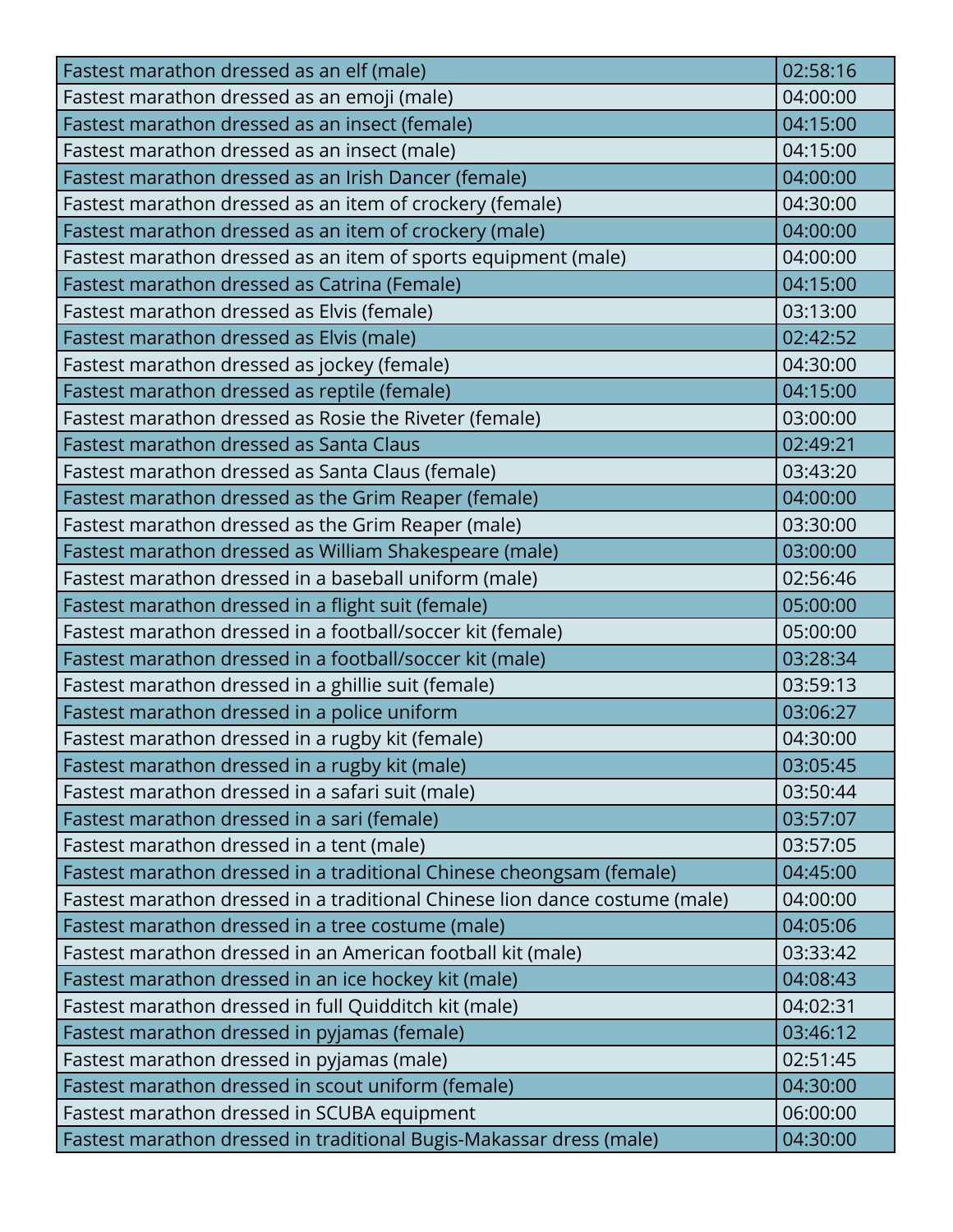| Fastest marathon dressed as an elf (male) | 02:58:16 |
|---|---|
| Fastest marathon dressed as an emoji (male) | 04:00:00 |
| Fastest marathon dressed as an insect (female) | 04:15:00 |
| Fastest marathon dressed as an insect (male) | 04:15:00 |
| Fastest marathon dressed as an Irish Dancer (female) | 04:00:00 |
| Fastest marathon dressed as an item of crockery (female) | 04:30:00 |
| Fastest marathon dressed as an item of crockery (male) | 04:00:00 |
| Fastest marathon dressed as an item of sports equipment (male) | 04:00:00 |
| Fastest marathon dressed as Catrina (Female) | 04:15:00 |
| Fastest marathon dressed as Elvis (female) | 03:13:00 |
| Fastest marathon dressed as Elvis (male) | 02:42:52 |
| Fastest marathon dressed as jockey (female) | 04:30:00 |
| Fastest marathon dressed as reptile (female) | 04:15:00 |
| Fastest marathon dressed as Rosie the Riveter (female) | 03:00:00 |
| Fastest marathon dressed as Santa Claus | 02:49:21 |
| Fastest marathon dressed as Santa Claus (female) | 03:43:20 |
| Fastest marathon dressed as the Grim Reaper (female) | 04:00:00 |
| Fastest marathon dressed as the Grim Reaper (male) | 03:30:00 |
| Fastest marathon dressed as William Shakespeare (male) | 03:00:00 |
| Fastest marathon dressed in a baseball uniform (male) | 02:56:46 |
| Fastest marathon dressed in a flight suit (female) | 05:00:00 |
| Fastest marathon dressed in a football/soccer kit (female) | 05:00:00 |
| Fastest marathon dressed in a football/soccer kit (male) | 03:28:34 |
| Fastest marathon dressed in a ghillie suit (female) | 03:59:13 |
| Fastest marathon dressed in a police uniform | 03:06:27 |
| Fastest marathon dressed in a rugby kit (female) | 04:30:00 |
| Fastest marathon dressed in a rugby kit (male) | 03:05:45 |
| Fastest marathon dressed in a safari suit (male) | 03:50:44 |
| Fastest marathon dressed in a sari (female) | 03:57:07 |
| Fastest marathon dressed in a tent (male) | 03:57:05 |
| Fastest marathon dressed in a traditional Chinese cheongsam (female) | 04:45:00 |
| Fastest marathon dressed in a traditional Chinese lion dance costume (male) | 04:00:00 |
| Fastest marathon dressed in a tree costume (male) | 04:05:06 |
| Fastest marathon dressed in an American football kit (male) | 03:33:42 |
| Fastest marathon dressed in an ice hockey kit (male) | 04:08:43 |
| Fastest marathon dressed in full Quidditch kit (male) | 04:02:31 |
| Fastest marathon dressed in pyjamas (female) | 03:46:12 |
| Fastest marathon dressed in pyjamas (male) | 02:51:45 |
| Fastest marathon dressed in scout uniform (female) | 04:30:00 |
| Fastest marathon dressed in SCUBA equipment | 06:00:00 |
| Fastest marathon dressed in traditional Bugis-Makassar dress (male) | 04:30:00 |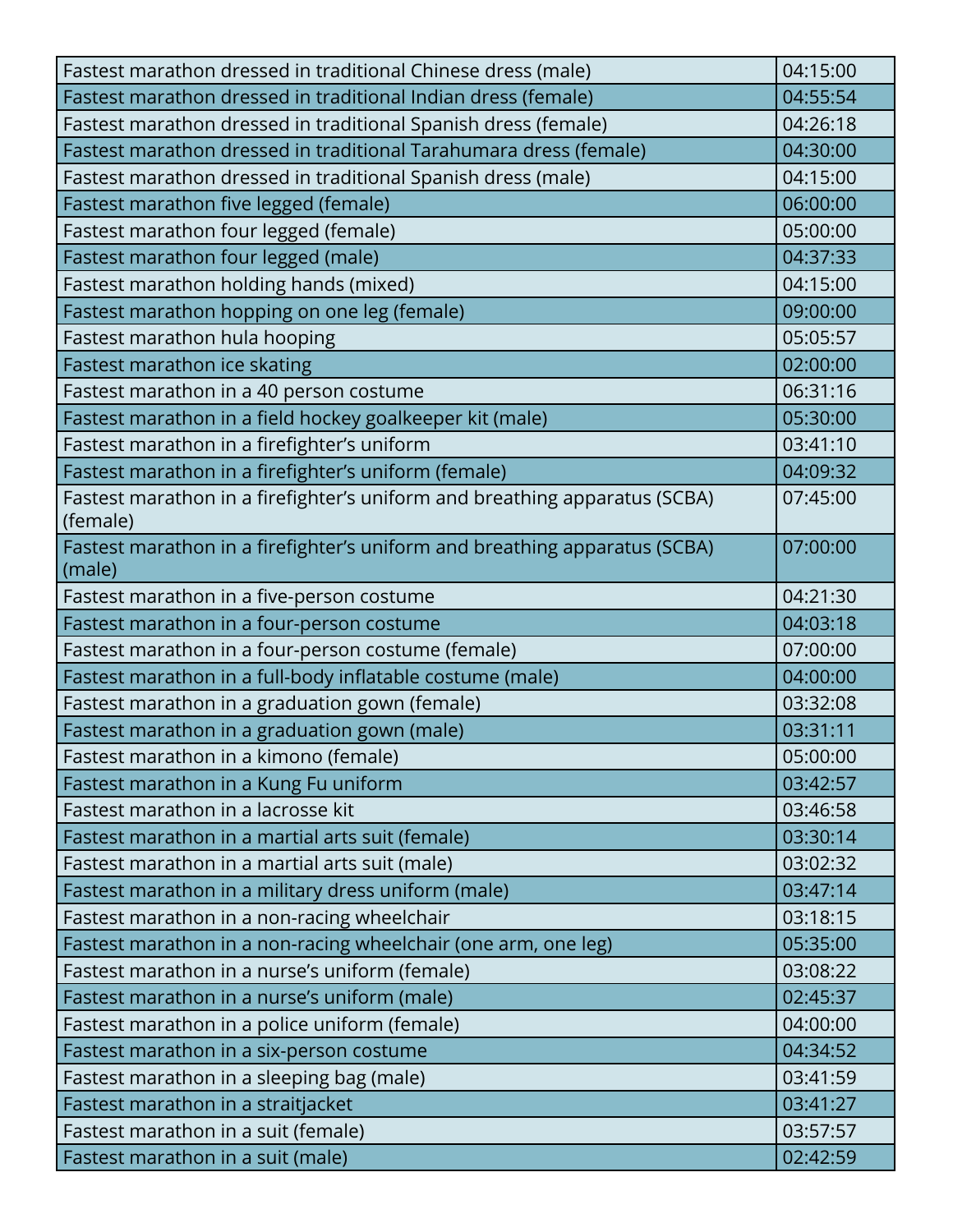| | |
|---|---|
| Fastest marathon dressed in traditional Chinese dress (male) | 04:15:00 |
| Fastest marathon dressed in traditional Indian dress (female) | 04:55:54 |
| Fastest marathon dressed in traditional Spanish dress (female) | 04:26:18 |
| Fastest marathon dressed in traditional Tarahumara dress (female) | 04:30:00 |
| Fastest marathon dressed in traditional Spanish dress (male) | 04:15:00 |
| Fastest marathon five legged (female) | 06:00:00 |
| Fastest marathon four legged (female) | 05:00:00 |
| Fastest marathon four legged (male) | 04:37:33 |
| Fastest marathon holding hands (mixed) | 04:15:00 |
| Fastest marathon hopping on one leg (female) | 09:00:00 |
| Fastest marathon hula hooping | 05:05:57 |
| Fastest marathon ice skating | 02:00:00 |
| Fastest marathon in a 40 person costume | 06:31:16 |
| Fastest marathon in a field hockey goalkeeper kit (male) | 05:30:00 |
| Fastest marathon in a firefighter's uniform | 03:41:10 |
| Fastest marathon in a firefighter's uniform (female) | 04:09:32 |
| Fastest marathon in a firefighter's uniform and breathing apparatus (SCBA) (female) | 07:45:00 |
| Fastest marathon in a firefighter's uniform and breathing apparatus (SCBA) (male) | 07:00:00 |
| Fastest marathon in a five-person costume | 04:21:30 |
| Fastest marathon in a four-person costume | 04:03:18 |
| Fastest marathon in a four-person costume (female) | 07:00:00 |
| Fastest marathon in a full-body inflatable costume (male) | 04:00:00 |
| Fastest marathon in a graduation gown (female) | 03:32:08 |
| Fastest marathon in a graduation gown (male) | 03:31:11 |
| Fastest marathon in a kimono (female) | 05:00:00 |
| Fastest marathon in a Kung Fu uniform | 03:42:57 |
| Fastest marathon in a lacrosse kit | 03:46:58 |
| Fastest marathon in a martial arts suit (female) | 03:30:14 |
| Fastest marathon in a martial arts suit (male) | 03:02:32 |
| Fastest marathon in a military dress uniform (male) | 03:47:14 |
| Fastest marathon in a non-racing wheelchair | 03:18:15 |
| Fastest marathon in a non-racing wheelchair (one arm, one leg) | 05:35:00 |
| Fastest marathon in a nurse's uniform (female) | 03:08:22 |
| Fastest marathon in a nurse's uniform (male) | 02:45:37 |
| Fastest marathon in a police uniform (female) | 04:00:00 |
| Fastest marathon in a six-person costume | 04:34:52 |
| Fastest marathon in a sleeping bag (male) | 03:41:59 |
| Fastest marathon in a straitjacket | 03:41:27 |
| Fastest marathon in a suit (female) | 03:57:57 |
| Fastest marathon in a suit (male) | 02:42:59 |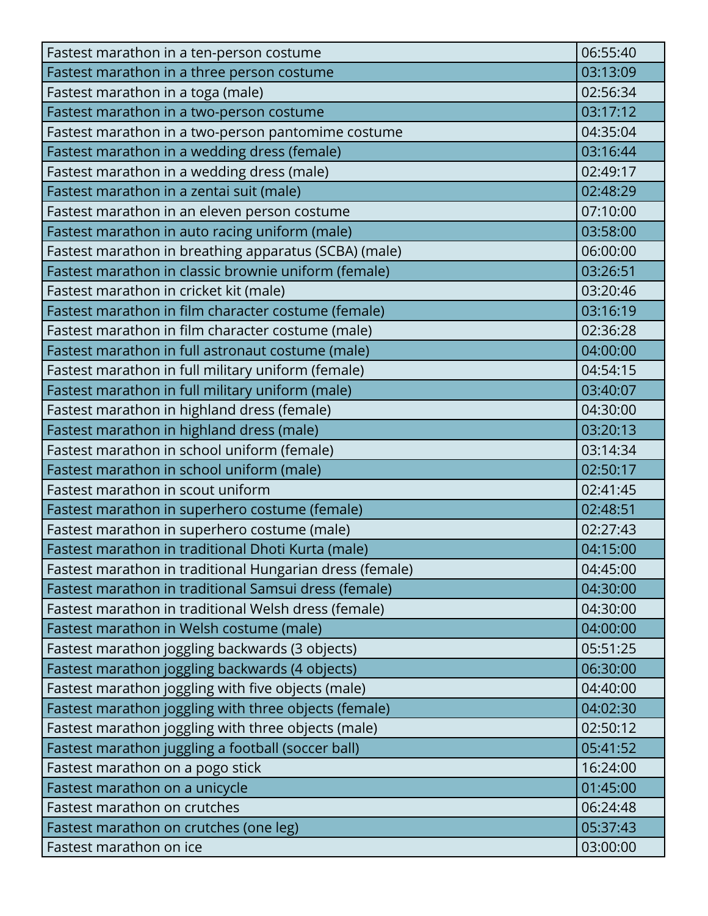| | |
|---|---|
| Fastest marathon in a ten-person costume | 06:55:40 |
| Fastest marathon in a three person costume | 03:13:09 |
| Fastest marathon in a toga (male) | 02:56:34 |
| Fastest marathon in a two-person costume | 03:17:12 |
| Fastest marathon in a two-person pantomime costume | 04:35:04 |
| Fastest marathon in a wedding dress (female) | 03:16:44 |
| Fastest marathon in a wedding dress (male) | 02:49:17 |
| Fastest marathon in a zentai suit (male) | 02:48:29 |
| Fastest marathon in an eleven person costume | 07:10:00 |
| Fastest marathon in auto racing uniform (male) | 03:58:00 |
| Fastest marathon in breathing apparatus (SCBA) (male) | 06:00:00 |
| Fastest marathon in classic brownie uniform (female) | 03:26:51 |
| Fastest marathon in cricket kit (male) | 03:20:46 |
| Fastest marathon in film character costume (female) | 03:16:19 |
| Fastest marathon in film character costume (male) | 02:36:28 |
| Fastest marathon in full astronaut costume (male) | 04:00:00 |
| Fastest marathon in full military uniform (female) | 04:54:15 |
| Fastest marathon in full military uniform (male) | 03:40:07 |
| Fastest marathon in highland dress (female) | 04:30:00 |
| Fastest marathon in highland dress (male) | 03:20:13 |
| Fastest marathon in school uniform (female) | 03:14:34 |
| Fastest marathon in school uniform (male) | 02:50:17 |
| Fastest marathon in scout uniform | 02:41:45 |
| Fastest marathon in superhero costume (female) | 02:48:51 |
| Fastest marathon in superhero costume (male) | 02:27:43 |
| Fastest marathon in traditional Dhoti Kurta (male) | 04:15:00 |
| Fastest marathon in traditional Hungarian dress (female) | 04:45:00 |
| Fastest marathon in traditional Samsui dress (female) | 04:30:00 |
| Fastest marathon in traditional Welsh dress (female) | 04:30:00 |
| Fastest marathon in Welsh costume (male) | 04:00:00 |
| Fastest marathon joggling backwards (3 objects) | 05:51:25 |
| Fastest marathon joggling backwards (4 objects) | 06:30:00 |
| Fastest marathon joggling with five objects (male) | 04:40:00 |
| Fastest marathon joggling with three objects (female) | 04:02:30 |
| Fastest marathon joggling with three objects (male) | 02:50:12 |
| Fastest marathon juggling a football (soccer ball) | 05:41:52 |
| Fastest marathon on a pogo stick | 16:24:00 |
| Fastest marathon on a unicycle | 01:45:00 |
| Fastest marathon on crutches | 06:24:48 |
| Fastest marathon on crutches (one leg) | 05:37:43 |
| Fastest marathon on ice | 03:00:00 |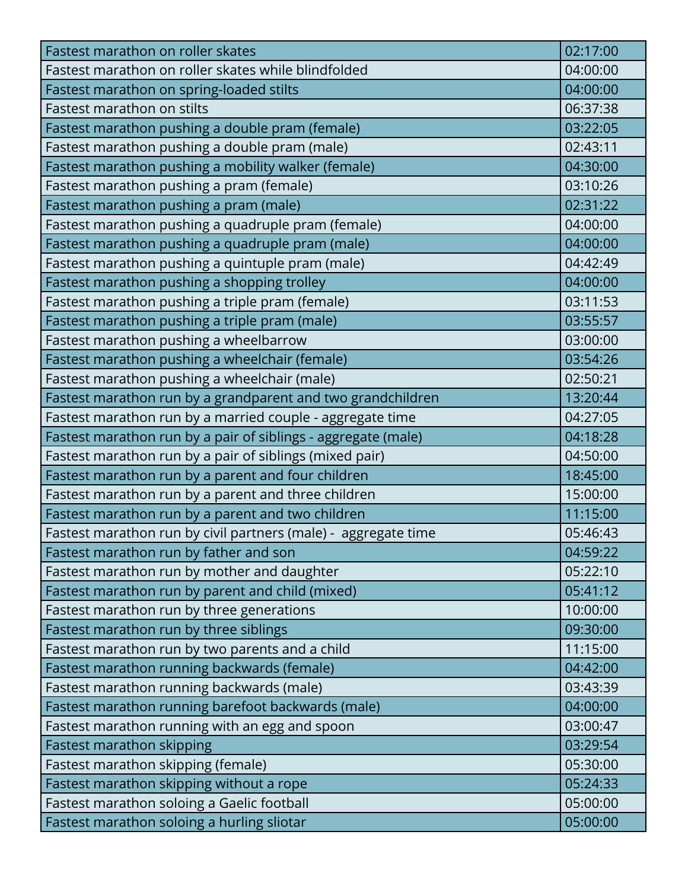| Fastest marathon on roller skates | 02:17:00 |
|---|---|
| Fastest marathon on roller skates while blindfolded | 04:00:00 |
| Fastest marathon on spring-loaded stilts | 04:00:00 |
| Fastest marathon on stilts | 06:37:38 |
| Fastest marathon pushing a double pram (female) | 03:22:05 |
| Fastest marathon pushing a double pram (male) | 02:43:11 |
| Fastest marathon pushing a mobility walker (female) | 04:30:00 |
| Fastest marathon pushing a pram (female) | 03:10:26 |
| Fastest marathon pushing a pram (male) | 02:31:22 |
| Fastest marathon pushing a quadruple pram (female) | 04:00:00 |
| Fastest marathon pushing a quadruple pram (male) | 04:00:00 |
| Fastest marathon pushing a quintuple pram (male) | 04:42:49 |
| Fastest marathon pushing a shopping trolley | 04:00:00 |
| Fastest marathon pushing a triple pram (female) | 03:11:53 |
| Fastest marathon pushing a triple pram (male) | 03:55:57 |
| Fastest marathon pushing a wheelbarrow | 03:00:00 |
| Fastest marathon pushing a wheelchair (female) | 03:54:26 |
| Fastest marathon pushing a wheelchair (male) | 02:50:21 |
| Fastest marathon run by a grandparent and two grandchildren | 13:20:44 |
| Fastest marathon run by a married couple - aggregate time | 04:27:05 |
| Fastest marathon run by a pair of siblings - aggregate (male) | 04:18:28 |
| Fastest marathon run by a pair of siblings (mixed pair) | 04:50:00 |
| Fastest marathon run by a parent and four children | 18:45:00 |
| Fastest marathon run by a parent and three children | 15:00:00 |
| Fastest marathon run by a parent and two children | 11:15:00 |
| Fastest marathon run by civil partners (male) - aggregate time | 05:46:43 |
| Fastest marathon run by father and son | 04:59:22 |
| Fastest marathon run by mother and daughter | 05:22:10 |
| Fastest marathon run by parent and child (mixed) | 05:41:12 |
| Fastest marathon run by three generations | 10:00:00 |
| Fastest marathon run by three siblings | 09:30:00 |
| Fastest marathon run by two parents and a child | 11:15:00 |
| Fastest marathon running backwards (female) | 04:42:00 |
| Fastest marathon running backwards (male) | 03:43:39 |
| Fastest marathon running barefoot backwards (male) | 04:00:00 |
| Fastest marathon running with an egg and spoon | 03:00:47 |
| Fastest marathon skipping | 03:29:54 |
| Fastest marathon skipping (female) | 05:30:00 |
| Fastest marathon skipping without a rope | 05:24:33 |
| Fastest marathon soloing a Gaelic football | 05:00:00 |
| Fastest marathon soloing a hurling sliotar | 05:00:00 |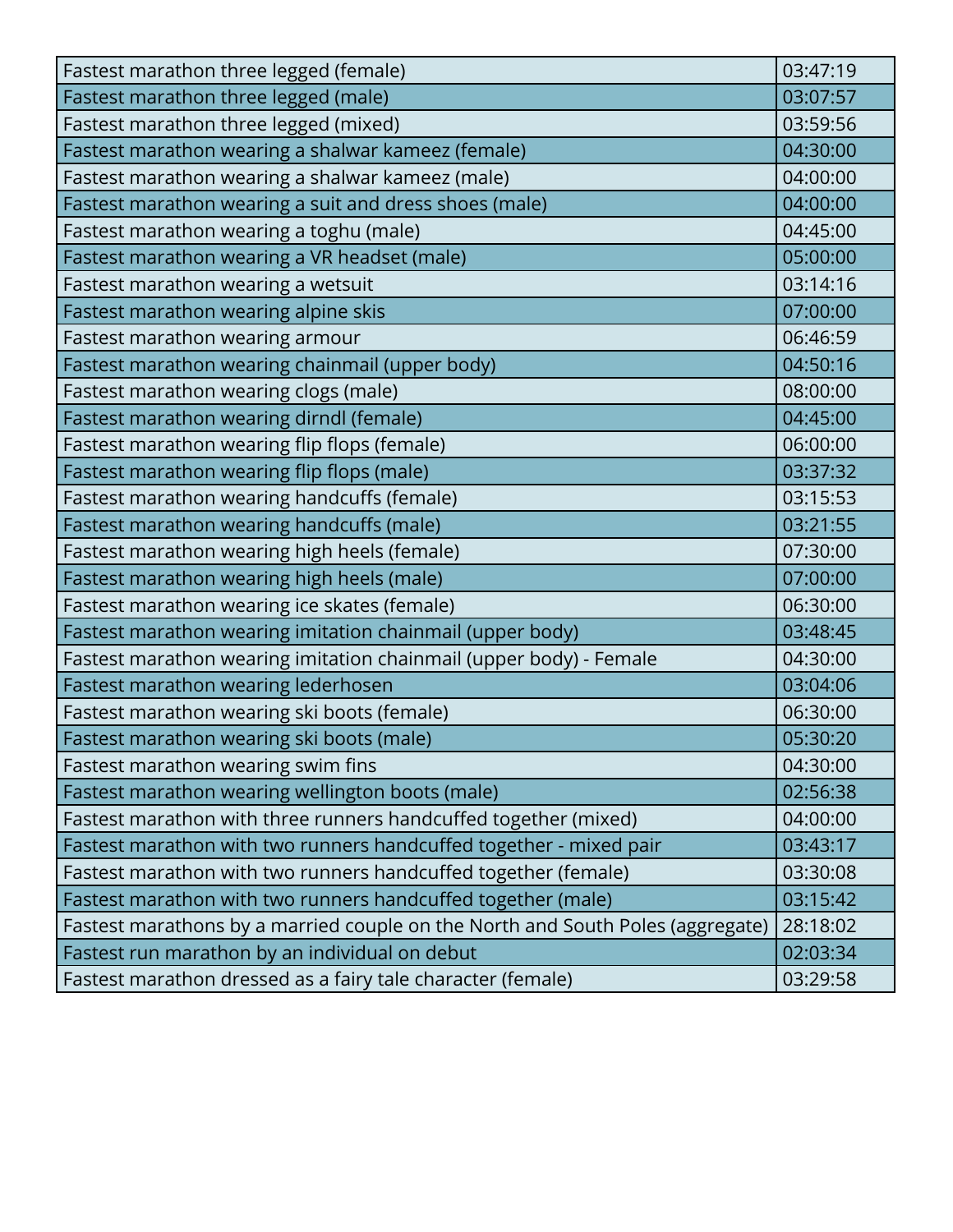| | |
|---|---|
| Fastest marathon three legged (female) | 03:47:19 |
| Fastest marathon three legged (male) | 03:07:57 |
| Fastest marathon three legged (mixed) | 03:59:56 |
| Fastest marathon wearing a shalwar kameez (female) | 04:30:00 |
| Fastest marathon wearing a shalwar kameez (male) | 04:00:00 |
| Fastest marathon wearing a suit and dress shoes (male) | 04:00:00 |
| Fastest marathon wearing a toghu (male) | 04:45:00 |
| Fastest marathon wearing a VR headset (male) | 05:00:00 |
| Fastest marathon wearing a wetsuit | 03:14:16 |
| Fastest marathon wearing alpine skis | 07:00:00 |
| Fastest marathon wearing armour | 06:46:59 |
| Fastest marathon wearing chainmail (upper body) | 04:50:16 |
| Fastest marathon wearing clogs (male) | 08:00:00 |
| Fastest marathon wearing dirndl (female) | 04:45:00 |
| Fastest marathon wearing flip flops (female) | 06:00:00 |
| Fastest marathon wearing flip flops (male) | 03:37:32 |
| Fastest marathon wearing handcuffs (female) | 03:15:53 |
| Fastest marathon wearing handcuffs (male) | 03:21:55 |
| Fastest marathon wearing high heels (female) | 07:30:00 |
| Fastest marathon wearing high heels (male) | 07:00:00 |
| Fastest marathon wearing ice skates (female) | 06:30:00 |
| Fastest marathon wearing imitation chainmail (upper body) | 03:48:45 |
| Fastest marathon wearing imitation chainmail (upper body) - Female | 04:30:00 |
| Fastest marathon wearing lederhosen | 03:04:06 |
| Fastest marathon wearing ski boots (female) | 06:30:00 |
| Fastest marathon wearing ski boots (male) | 05:30:20 |
| Fastest marathon wearing swim fins | 04:30:00 |
| Fastest marathon wearing wellington boots (male) | 02:56:38 |
| Fastest marathon with three runners handcuffed together (mixed) | 04:00:00 |
| Fastest marathon with two runners handcuffed together - mixed pair | 03:43:17 |
| Fastest marathon with two runners handcuffed together (female) | 03:30:08 |
| Fastest marathon with two runners handcuffed together (male) | 03:15:42 |
| Fastest marathons by a married couple on the North and South Poles (aggregate) | 28:18:02 |
| Fastest run marathon by an individual on debut | 02:03:34 |
| Fastest marathon dressed as a fairy tale character (female) | 03:29:58 |